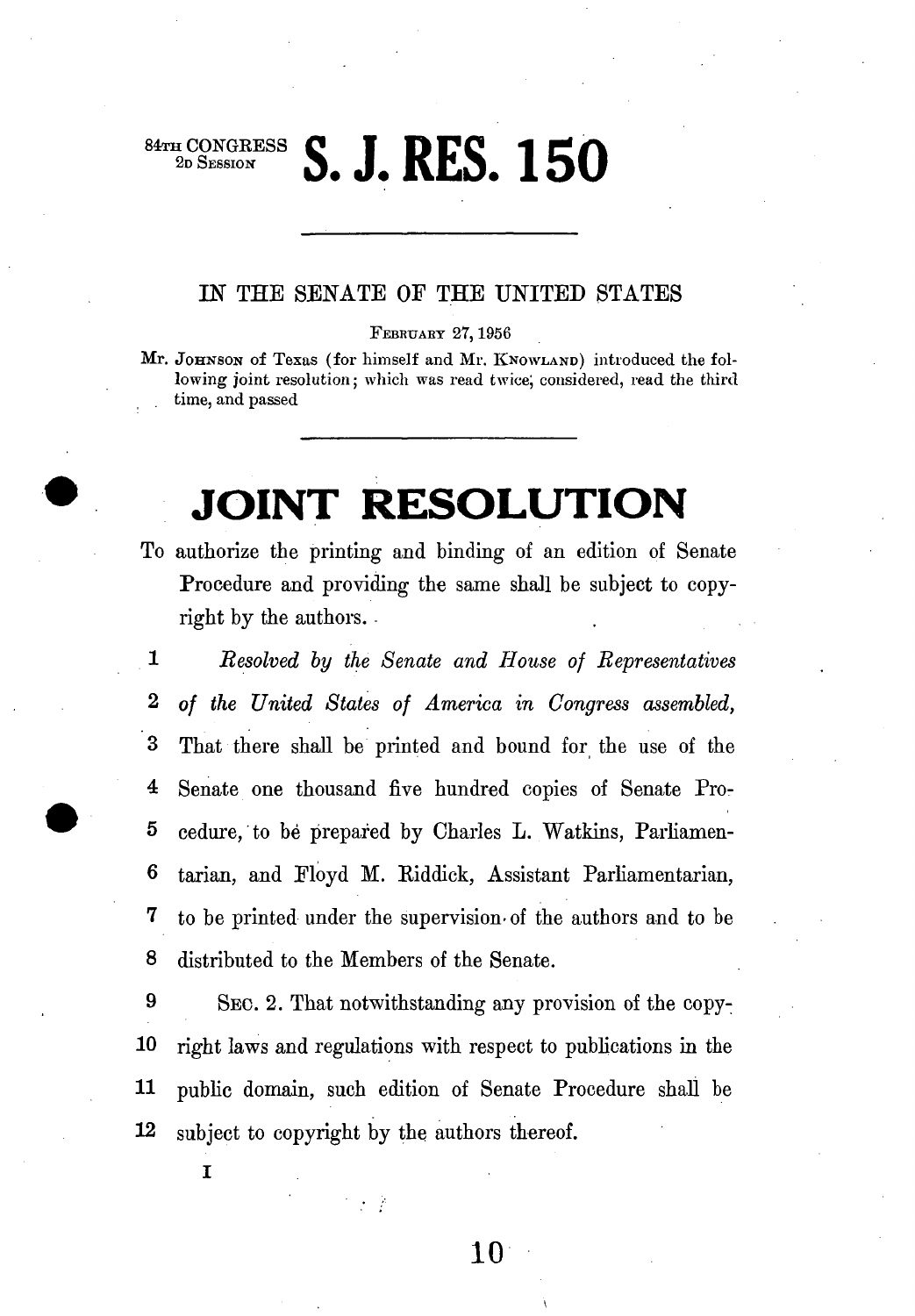84TH CONGRESS
2D SESSION

# S. J. RES. 150

---

IN THE SENATE OF THE UNITED STATES

FEBRUARY 27, 1956

Mr. JOHNSON of Texas (for himself and Mr. KNOWLAND) introduced the following joint resolution; which was read twice, considered, read the third time, and passed

---

# JOINT RESOLUTION

To authorize the printing and binding of an edition of Senate Procedure and providing the same shall be subject to copyright by the authors.

1 *Resolved by the Senate and House of Representatives*
2 *of the United States of America in Congress assembled,*
3 That there shall be printed and bound for the use of the
4 Senate one thousand five hundred copies of Senate Pro-
5 cedure, to be prepared by Charles L. Watkins, Parliamen-
6 tarian, and Floyd M. Riddick, Assistant Parliamentarian,
7 to be printed under the supervision of the authors and to be
8 distributed to the Members of the Senate.

9 SEC. 2. That notwithstanding any provision of the copy-
10 right laws and regulations with respect to publications in the
11 public domain, such edition of Senate Procedure shall be
12 subject to copyright by the authors thereof.

I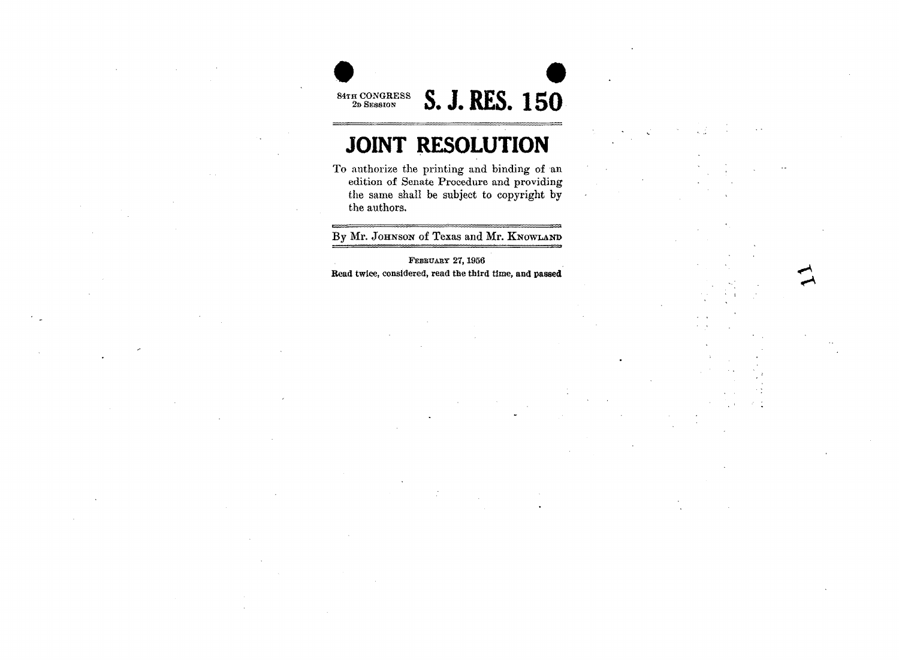84TH CONGRESS
2D SESSION

# S. J. RES. 150

## JOINT RESOLUTION

To authorize the printing and binding of an edition of Senate Procedure and providing the same shall be subject to copyright by the authors.

By Mr. JOHNSON of Texas and Mr. KNOWLAND

FEBRUARY 27, 1956

**Read twice, considered, read the third time, and passed**